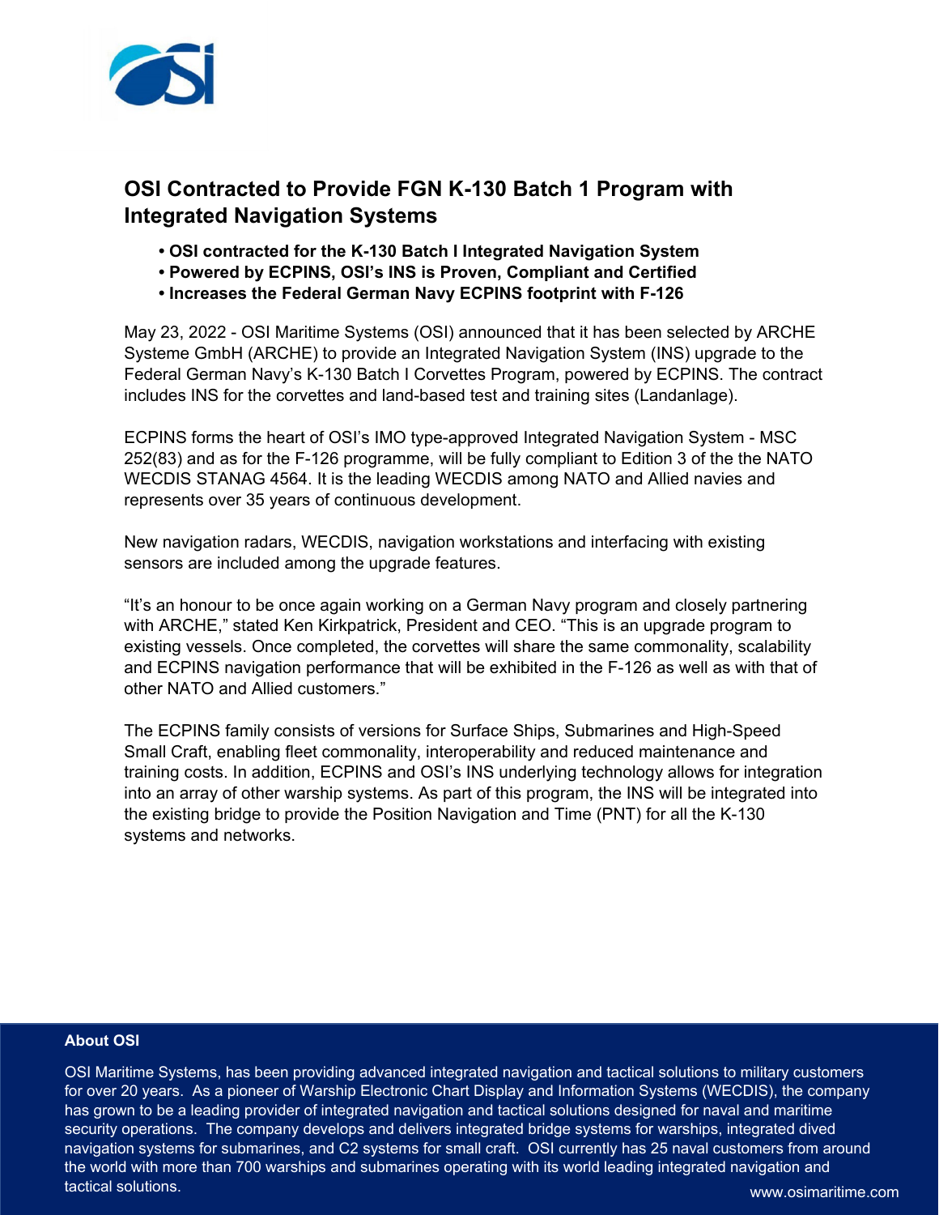# OSI Contracted to Provide FGN K-130 Batch 1 Program with Integrated Navigation Systems

- **OSI contracted for the K-130 Batch I Integrated Navigation System**
- **Powered by ECPINS, OSI's INS is Proven, Compliant and Certified**
- **Increases the Federal German Navy ECPINS footprint with F-126**

May 23, 2022 - OSI Maritime Systems (OSI) announced that it has been selected by ARCHE Systeme GmbH (ARCHE) to provide an Integrated Navigation System (INS) upgrade to the Federal German Navy's K-130 Batch I Corvettes Program, powered by ECPINS. The contract includes INS for the corvettes and land-based test and training sites (Landanlage).

ECPINS forms the heart of OSI's IMO type-approved Integrated Navigation System - MSC 252(83) and as for the F-126 programme, will be fully compliant to Edition 3 of the the NATO WECDIS STANAG 4564. It is the leading WECDIS among NATO and Allied navies and represents over 35 years of continuous development.

New navigation radars, WECDIS, navigation workstations and interfacing with existing sensors are included among the upgrade features.

"It's an honour to be once again working on a German Navy program and closely partnering with ARCHE," stated Ken Kirkpatrick, President and CEO. "This is an upgrade program to existing vessels. Once completed, the corvettes will share the same commonality, scalability and ECPINS navigation performance that will be exhibited in the F-126 as well as with that of other NATO and Allied customers."

The ECPINS family consists of versions for Surface Ships, Submarines and High-Speed Small Craft, enabling fleet commonality, interoperability and reduced maintenance and training costs. In addition, ECPINS and OSI's INS underlying technology allows for integration into an array of other warship systems. As part of this program, the INS will be integrated into the existing bridge to provide the Position Navigation and Time (PNT) for all the K-130 systems and networks.

**About OSI**

OSI Maritime Systems, has been providing advanced integrated navigation and tactical solutions to military customers for over 20 years. As a pioneer of Warship Electronic Chart Display and Information Systems (WECDIS), the company has grown to be a leading provider of integrated navigation and tactical solutions designed for naval and maritime security operations. The company develops and delivers integrated bridge systems for warships, integrated dived navigation systems for submarines, and C2 systems for small craft. OSI currently has 25 naval customers from around the world with more than 700 warships and submarines operating with its world leading integrated navigation and tactical solutions.

www.osimaritime.com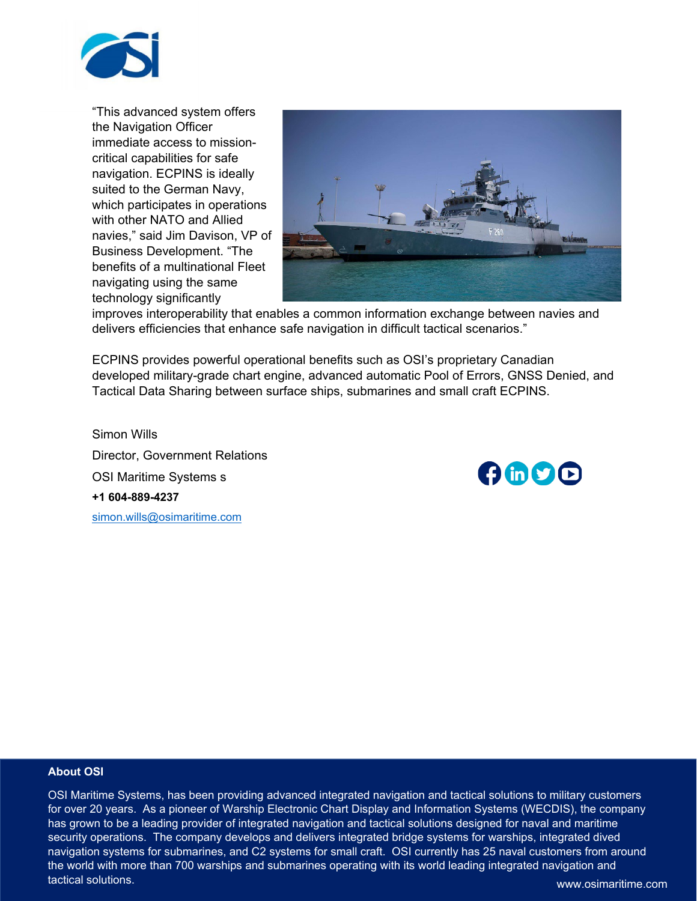"This advanced system offers the Navigation Officer immediate access to mission-critical capabilities for safe navigation. ECPINS is ideally suited to the German Navy, which participates in operations with other NATO and Allied navies," said Jim Davison, VP of Business Development. "The benefits of a multinational Fleet navigating using the same technology significantly improves interoperability that enables a common information exchange between navies and delivers efficiencies that enhance safe navigation in difficult tactical scenarios."

ECPINS provides powerful operational benefits such as OSI's proprietary Canadian developed military-grade chart engine, advanced automatic Pool of Errors, GNSS Denied, and Tactical Data Sharing between surface ships, submarines and small craft ECPINS.

Simon Wills

Director, Government Relations

OSI Maritime Systems s

**+1 604-889-4237**

simon.wills@osimaritime.com

**About OSI**

OSI Maritime Systems, has been providing advanced integrated navigation and tactical solutions to military customers for over 20 years. As a pioneer of Warship Electronic Chart Display and Information Systems (WECDIS), the company has grown to be a leading provider of integrated navigation and tactical solutions designed for naval and maritime security operations. The company develops and delivers integrated bridge systems for warships, integrated dived navigation systems for submarines, and C2 systems for small craft. OSI currently has 25 naval customers from around the world with more than 700 warships and submarines operating with its world leading integrated navigation and tactical solutions.

www.osimaritime.com